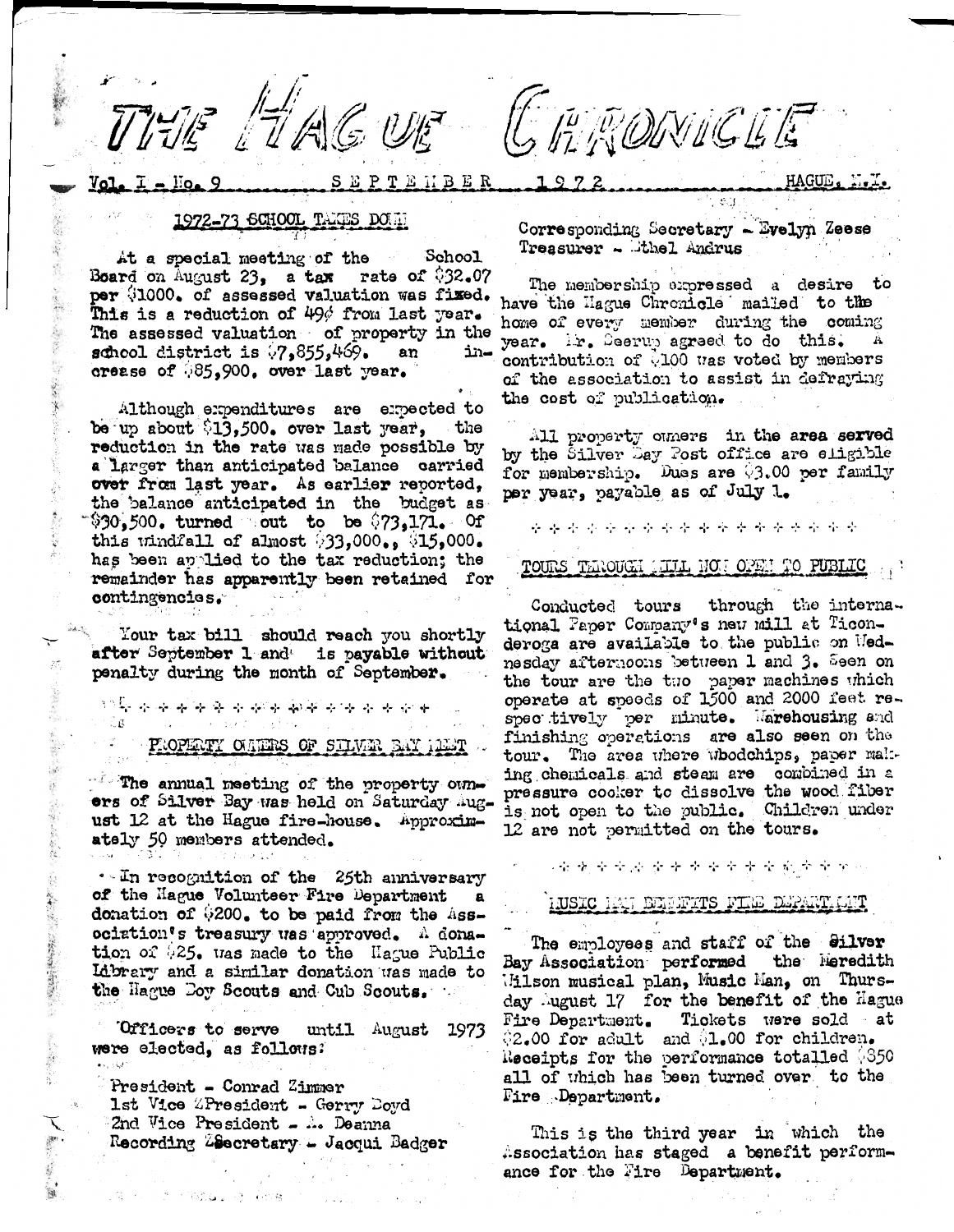# THE HAGUE CHRONICLE

Vol. I - No. 9 SEPTEMBER 1972 HAGUE, N.Y.

## 1972-73 SCHOOL TAXES DOWN

At a special meeting of the School Board on August 23, a tax rate of $32.07 per $1000. of assessed valuation was fixed. This is a reduction of 49¢ from last year. The assessed valuation of property in the school district is $7,855,469. an increase of $85,900. over last year.

Although expenditures are expected to be up about $13,500. over last year, the reduction in the rate was made possible by a larger than anticipated balance carried over from last year. As earlier reported, the balance anticipated in the budget as $30,500. turned out to be $73,171. Of this windfall of almost $33,000., $15,000. has been applied to the tax reduction; the remainder has apparently been retained for contingencies.

Your tax bill should reach you shortly after September 1 and is payable without penalty during the month of September.

\* \* \* \* \* \* \* \* \* \* \* \* \* \* \* \* \*

## PROPERTY OWNERS OF SILVER BAY MEET

The annual meeting of the property owners of Silver Bay was held on Saturday August 12 at the Hague fire-house. Approximately 50 members attended.

In recognition of the 25th anniversary of the Hague Volunteer Fire Department a donation of $200. to be paid from the Association's treasury was approved. A donation of $25. was made to the Hague Public Library and a similar donation was made to the Hague Boy Scouts and Cub Scouts.

Officers to serve until August 1973 were elected, as follows:

President - Conrad Zimmer
1st Vice President - Gerry Boyd
2nd Vice President - A. Deanna
Recording Secretary - Jacqui Badger
Corresponding Secretary - Evelyn Zeese
Treasurer - Ethel Andrus

The membership expressed a desire to have the Hague Chronicle mailed to the home of every member during the coming year. Mr. Seerup agreed to do this. A contribution of $100 was voted by members of the association to assist in defraying the cost of publication.

All property owners in the area served by the Silver Bay Post office are eligible for membership. Dues are $3.00 per family per year, payable as of July 1.

\* \* \* \* \* \* \* \* \* \* \* \* \* \* \* \* \* \* \*

## TOURS THROUGH MILL NOW OPEN TO PUBLIC

Conducted tours through the International Paper Company's new mill at Ticonderoga are available to the public on Wednesday afternoons between 1 and 3. Seen on the tour are the two paper machines which operate at speeds of 1500 and 2000 feet respectively per minute. Warehousing and finishing operations are also seen on the tour. The area where woodchips, paper making chemicals and steam are combined in a pressure cooker to dissolve the wood fiber is not open to the public. Children under 12 are not permitted on the tours.

\* \* \* \* \* \* \* \* \* \* \* \* \* \* \* \* \* \*

## MUSIC MAN BENEFITS FIRE DEPARTMENT

The employees and staff of the Silver Bay Association performed the Meredith Wilson musical play, Music Man, on Thursday August 17 for the benefit of the Hague Fire Department. Tickets were sold at $2.00 for adult and $1.00 for children. Receipts for the performance totalled $850 all of which has been turned over to the Fire Department.

This is the third year in which the Association has staged a benefit performance for the Fire Department.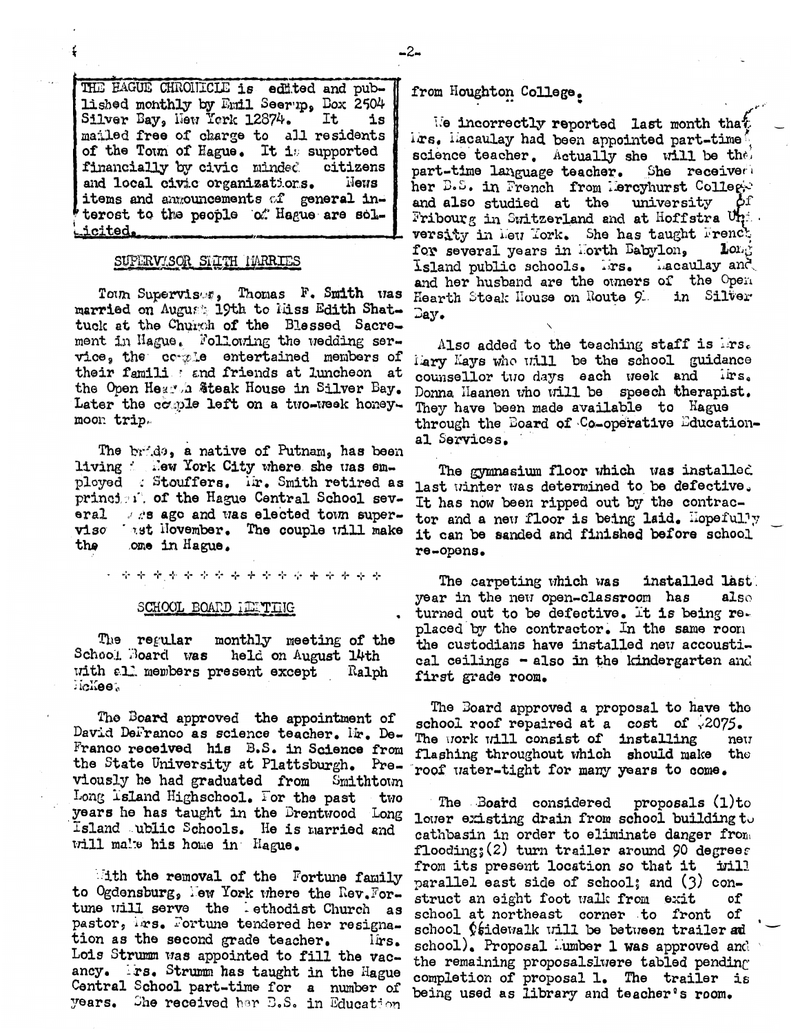THE HAGUE CHRONICLE is edited and published monthly by Emil Seerup, Box 2504 Silver Bay, New York 12874. It is mailed free of charge to all residents of the Town of Hague. It is supported financially by civic minded citizens and local civic organizations. News items and announcements of general interest to the people of Hague are solicited.

## SUPERVISOR SMITH MARRIES

Town Supervisor, Thomas F. Smith was married on August 19th to Miss Edith Shattuck at the Church of the Blessed Sacrement in Hague. Following the wedding service, the couple entertained members of their famili and friends at luncheon at the Open Hearth Steak House in Silver Bay. Later the couple left on a two-week honeymoon trip.

The bride, a native of Putnam, has been living in New York City where she was employed at Stouffers. Mr. Smith retired as principal of the Hague Central School several years ago and was elected town supervisor last November. The couple will make their home in Hague.

\* \* \* \* \* \* \* \* \* \* \* \* \* \* \* \* \* \* \*

## SCHOOL BOARD MEETING

The regular monthly meeting of the School Board was held on August 14th with all members present except Ralph McKee.

The Board approved the appointment of David DeFranco as science teacher. Mr. DeFranco received his B.S. in Science from the State University at Plattsburgh. Previously he had graduated from Smithtown Long Island Highschool. For the past two years he has taught in the Brentwood Long Island Public Schools. He is married and will make his home in Hague.

With the removal of the Fortune family to Ogdensburg, New York where the Rev. Fortune will serve the Methodist Church as pastor, Mrs. Fortune tendered her resignation as the second grade teacher. Mrs. Lois Strumm was appointed to fill the vacancy. Mrs. Strumm has taught in the Hague Central School part-time for a number of years. She received her B.S. in Education from Houghton College.

We incorrectly reported last month that Mrs. Macaulay had been appointed part-time science teacher. Actually she will be the part-time language teacher. She received her B.S. in French from Mercyhurst College and also studied at the university of Fribourg in Switzerland and at Hoffstra University in New York. She has taught French for several years in North Babylon, Long Island public schools. Mrs. Macaulay and and her husband are the owners of the Open Hearth Steak House on Route 9N in Silver Bay.

Also added to the teaching staff is Mrs. Mary Mays who will be the school guidance counsellor two days each week and Mrs. Donna Maanen who will be speech therapist. They have been made available to Hague through the Board of Co-operative Educational Services.

The gymnasium floor which was installed last winter was determined to be defective. It has now been ripped out by the contractor and a new floor is being laid. Hopefully it can be sanded and finished before school re-opens.

The carpeting which was installed last year in the new open-classroom has also turned out to be defective. It is being replaced by the contractor. In the same room the custodians have installed new accoustical ceilings - also in the kindergarten and first grade room.

The Board approved a proposal to have the school roof repaired at a cost of $2075. The work will consist of installing new flashing throughout which should make the roof water-tight for many years to come.

The Board considered proposals (1) to lower existing drain from school building to cathbasin in order to eliminate danger from flooding; (2) turn trailer around 90 degrees from its present location so that it will parallel east side of school; and (3) construct an eight foot walk from exit of school at northeast corner to front of school (sidewalk will be between trailer and school). Proposal number 1 was approved and the remaining proposals were tabled pending completion of proposal 1. The trailer is being used as library and teacher's room.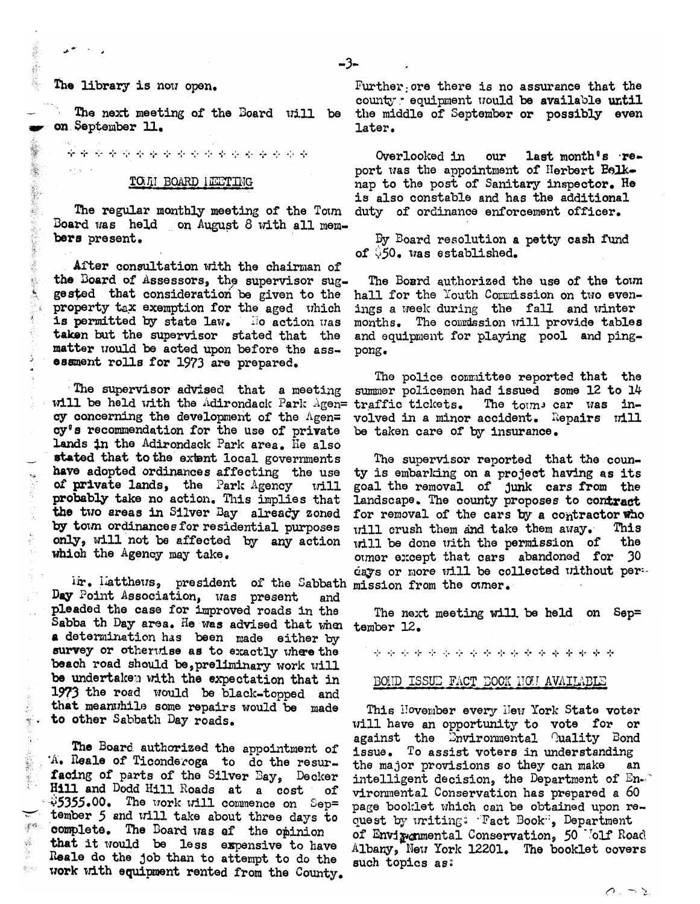The library is now open.

The next meeting of the Board will be on September 11.

\* \* \* \* \* \* \* \* \* \* \* \* \* \* \* \* \* \* \* \*

## TOWN BOARD MEETING

The regular monthly meeting of the Town Board was held on August 8 with all members present.

After consultation with the chairman of the Board of Assessors, the supervisor suggested that consideration be given to the property tax exemption for the aged which is permitted by state law. No action was taken but the supervisor stated that the matter would be acted upon before the assessment rolls for 1973 are prepared.

The supervisor advised that a meeting will be held with the Adirondack Park Agency concerning the development of the Agency's recommendation for the use of private lands in the Adirondack Park area. He also stated that to the extent local governments have adopted ordinances affecting the use of private lands, the Park Agency will probably take no action. This implies that the two areas in Silver Bay already zoned by town ordinances for residential purposes only, will not be affected by any action which the Agency may take.

Mr. Matthews, president of the Sabbath Day Point Association, was present and pleaded the case for improved roads in the Sabbath Day area. He was advised that when a determination has been made either by survey or otherwise as to exactly where the beach road should be, preliminary work will be undertaken with the expectation that in 1973 the road would be black-topped and that meanwhile some repairs would be made to other Sabbath Day roads.

The Board authorized the appointment of A. Reale of Ticonderoga to do the resurfacing of parts of the Silver Bay, Decker Hill and Dodd Hill Roads at a cost of $5355.00. The work will commence on September 5 and will take about three days to complete. The Board was of the opinion that it would be less expensive to have Reale do the job than to attempt to do the work with equipment rented from the County. Furthermore there is no assurance that the county equipment would be available until the middle of September or possibly even later.

Overlooked in our last month's report was the appointment of Herbert Belknap to the post of Sanitary inspector. He is also constable and has the additional duty of ordinance enforcement officer.

By Board resolution a petty cash fund of $50. was established.

The Board authorized the use of the town hall for the Youth Commission on two evenings a week during the fall and winter months. The commission will provide tables and equipment for playing pool and ping-pong.

The police committee reported that the summer policemen had issued some 12 to 14 traffic tickets. The town's car was involved in a minor accident. Repairs will be taken care of by insurance.

The supervisor reported that the county is embarking on a project having as its goal the removal of junk cars from the landscape. The county proposes to contract for removal of the cars by a contractor who will crush them and take them away. This will be done with the permission of the owner except that cars abandoned for 30 days or more will be collected without permission from the owner.

The next meeting will be held on September 12.

\* \* \* \* \* \* \* \* \* \* \* \* \* \* \* \* \* \* \* \*

## BOND ISSUE FACT BOOK NOW AVAILABLE

This November every New York State voter will have an opportunity to vote for or against the Environmental Quality Bond issue. To assist voters in understanding the major provisions so they can make an intelligent decision, the Department of Environmental Conservation has prepared a 60 page booklet which can be obtained upon request by writing: "Fact Book", Department of Environmental Conservation, 50 Wolf Road Albany, New York 12201. The booklet covers such topics as: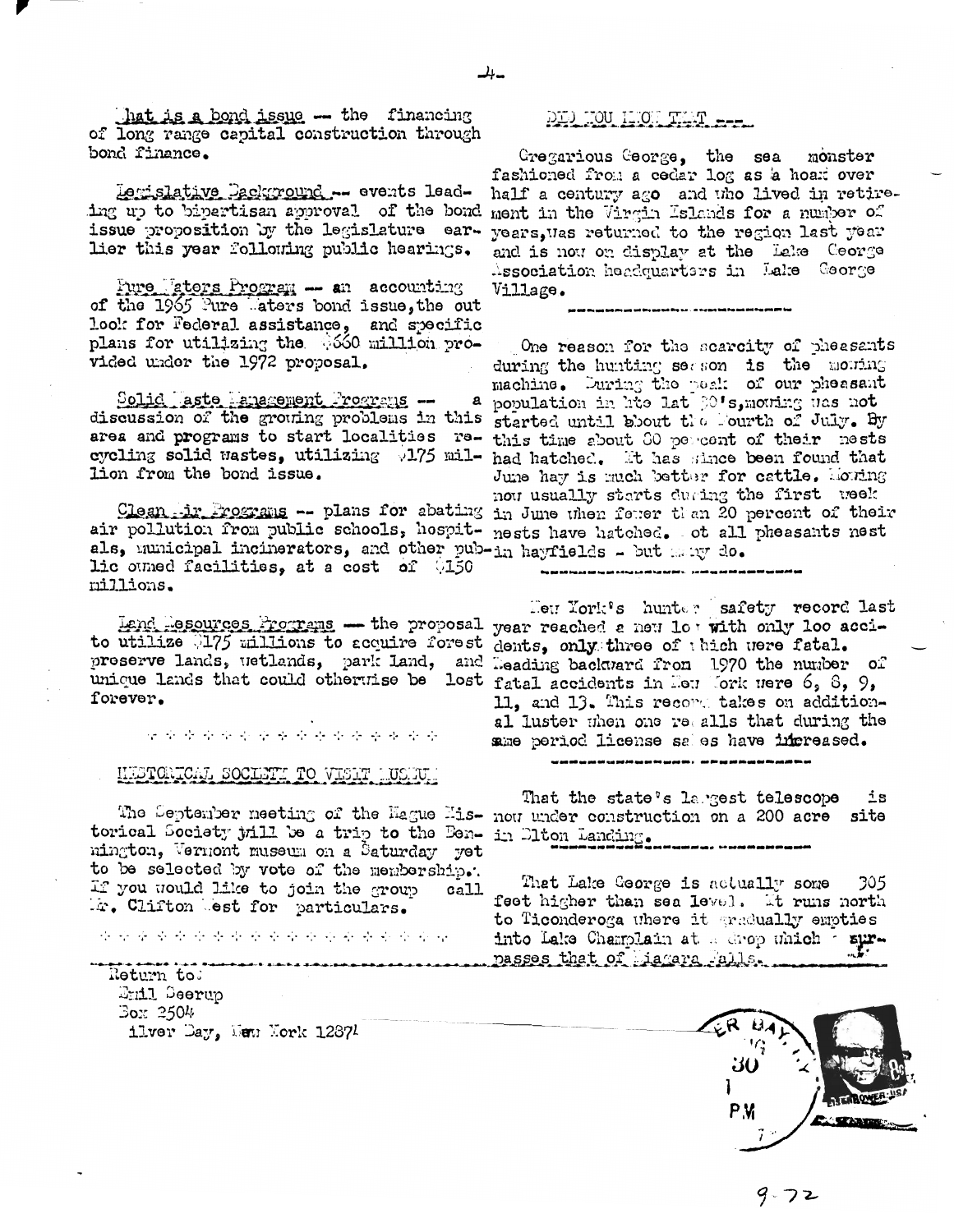What is a bond issue -- the financing of long range capital construction through bond finance.

Legislative Background -- events leading up to bipartisan approval of the bond issue proposition by the legislature earlier this year following public hearings.

Pure Waters Program -- an accounting of the 1965 Pure Waters bond issue, the out look for Federal assistance, and specific plans for utilizing the $650 million provided under the 1972 proposal.

Solid Waste Management Programs -- a discussion of the growing problems in this area and programs to start localities recycling solid wastes, utilizing $175 million from the bond issue.

Clean Air Programs -- plans for abating air pollution from public schools, hospitals, municipal incinerators, and other public owned facilities, at a cost of $150 millions.

Land Resources Programs -- the proposal to utilize $175 millions to acquire forest preserve lands, wetlands, park land, and unique lands that could otherwise be lost forever.

\* \* \* \* \* \* \* \* \* \* \* \* \* \* \* \* \* \*

## HISTORICAL SOCIETY TO VISIT MUSEUM

The September meeting of the Hague Historical Society will be a trip to the Bennington, Vermont museum on a Saturday yet to be selected by vote of the membership. If you would like to join the group call Mr. Clifton West for particulars.

\* \* \* \* \* \* \* \* \* \* \* \* \* \* \* \* \* \* \* \* \* \* \* \*

## DID YOU KNOW THAT ---

Gregarious George, the sea monster fashioned from a cedar log as a hoax over half a century ago and who lived in retirement in the Virgin Islands for a number of years, was returned to the region last year and is now on display at the Lake George Association headquarters in Lake George Village.

---

One reason for the scarcity of pheasants during the hunting season is the mowing machine. During the peak of our pheasant population in the late 30's, mowing was not started until about the Fourth of July. By this time about 80 percent of their nests had hatched. It has since been found that June hay is much better for cattle. Mowing now usually starts during the first week in June when fewer than 20 percent of their nests have hatched. Not all pheasants nest in hayfields - but many do.

---

New York's hunter safety record last year reached a new low with only 100 accidents, only three of which were fatal. Reading backward from 1970 the number of fatal accidents in New York were 6, 8, 9, 11, and 13. This record takes on additional luster when one recalls that during the same period license sales have increased.

---

That the state's largest telescope is now under construction on a 200 acre site in Silton Landing.

---

That Lake George is actually some 305 feet higher than sea level. It runs north to Ticonderoga where it gradually empties into Lake Champlain at a drop which surpasses that of Niagara Falls.

---

Return to:
Emil Seerup
Box 2504
Silver Bay, New York 12874

9-72